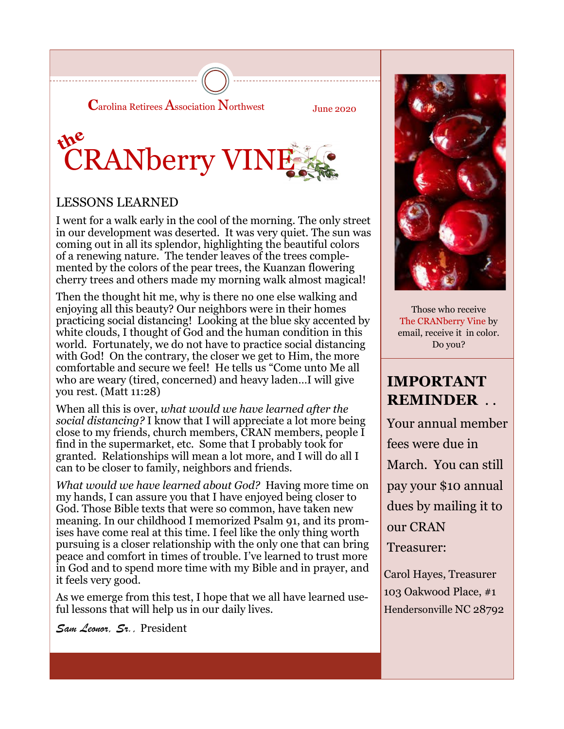Carolina Retirees Association Northwest

June 2020

# the CRANberry VINE

## LESSONS LEARNED

I went for a walk early in the cool of the morning. The only street in our development was deserted. It was very quiet. The sun was coming out in all its splendor, highlighting the beautiful colors of a renewing nature. The tender leaves of the trees complemented by the colors of the pear trees, the Kuanzan flowering cherry trees and others made my morning walk almost magical!

Then the thought hit me, why is there no one else walking and enjoying all this beauty? Our neighbors were in their homes practicing social distancing! Looking at the blue sky accented by white clouds, I thought of God and the human condition in this world. Fortunately, we do not have to practice social distancing with God! On the contrary, the closer we get to Him, the more comfortable and secure we feel! He tells us "Come unto Me all who are weary (tired, concerned) and heavy laden…I will give you rest. (Matt 11:28)

When all this is over, *what would we have learned after the social distancing?* I know that I will appreciate a lot more being close to my friends, church members, CRAN members, people I find in the supermarket, etc. Some that I probably took for granted. Relationships will mean a lot more, and I will do all I can to be closer to family, neighbors and friends.

*What would we have learned about God?* Having more time on my hands, I can assure you that I have enjoyed being closer to God. Those Bible texts that were so common, have taken new meaning. In our childhood I memorized Psalm 91, and its promises have come real at this time. I feel like the only thing worth pursuing is a closer relationship with the only one that can bring peace and comfort in times of trouble. I've learned to trust more in God and to spend more time with my Bible and in prayer, and it feels very good.

As we emerge from this test, I hope that we all have learned useful lessons that will help us in our daily lives.

*Sam Leonor, Sr.,* President

Those who receive The CRANberry Vine by email, receive it in color. Do you?

## IMPORTANT REMINDER . .

Your annual member fees were due in March. You can still pay your $10 annual dues by mailing it to our CRAN Treasurer:

Carol Hayes, Treasurer
103 Oakwood Place, #1
Hendersonville NC 28792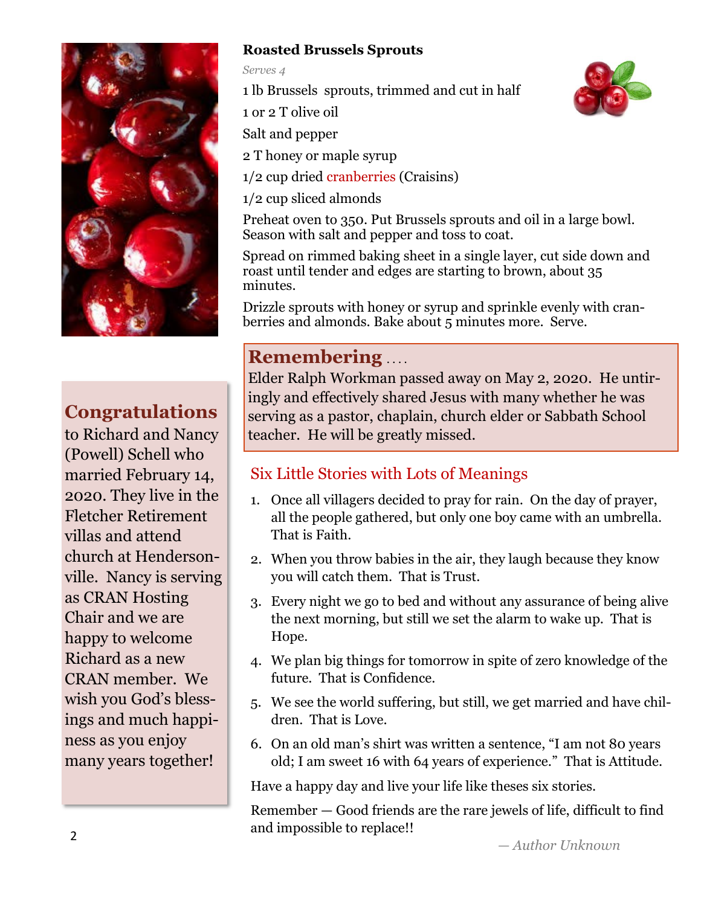## Roasted Brussels Sprouts

*Serves 4*

1 lb Brussels sprouts, trimmed and cut in half

1 or 2 T olive oil

Salt and pepper

2 T honey or maple syrup

1/2 cup dried cranberries (Craisins)

1/2 cup sliced almonds

Preheat oven to 350. Put Brussels sprouts and oil in a large bowl. Season with salt and pepper and toss to coat.

Spread on rimmed baking sheet in a single layer, cut side down and roast until tender and edges are starting to brown, about 35 minutes.

Drizzle sprouts with honey or syrup and sprinkle evenly with cranberries and almonds. Bake about 5 minutes more. Serve.

## Congratulations

to Richard and Nancy (Powell) Schell who married February 14, 2020. They live in the Fletcher Retirement villas and attend church at Hendersonville. Nancy is serving as CRAN Hosting Chair and we are happy to welcome Richard as a new CRAN member. We wish you God's blessings and much happiness as you enjoy many years together!

## Remembering ....

Elder Ralph Workman passed away on May 2, 2020. He untiringly and effectively shared Jesus with many whether he was serving as a pastor, chaplain, church elder or Sabbath School teacher. He will be greatly missed.

## Six Little Stories with Lots of Meanings

1. Once all villagers decided to pray for rain. On the day of prayer, all the people gathered, but only one boy came with an umbrella. That is Faith.
2. When you throw babies in the air, they laugh because they know you will catch them. That is Trust.
3. Every night we go to bed and without any assurance of being alive the next morning, but still we set the alarm to wake up. That is Hope.
4. We plan big things for tomorrow in spite of zero knowledge of the future. That is Confidence.
5. We see the world suffering, but still, we get married and have children. That is Love.
6. On an old man's shirt was written a sentence, "I am not 80 years old; I am sweet 16 with 64 years of experience." That is Attitude.

Have a happy day and live your life like theses six stories.

Remember — Good friends are the rare jewels of life, difficult to find and impossible to replace!!

*— Author Unknown*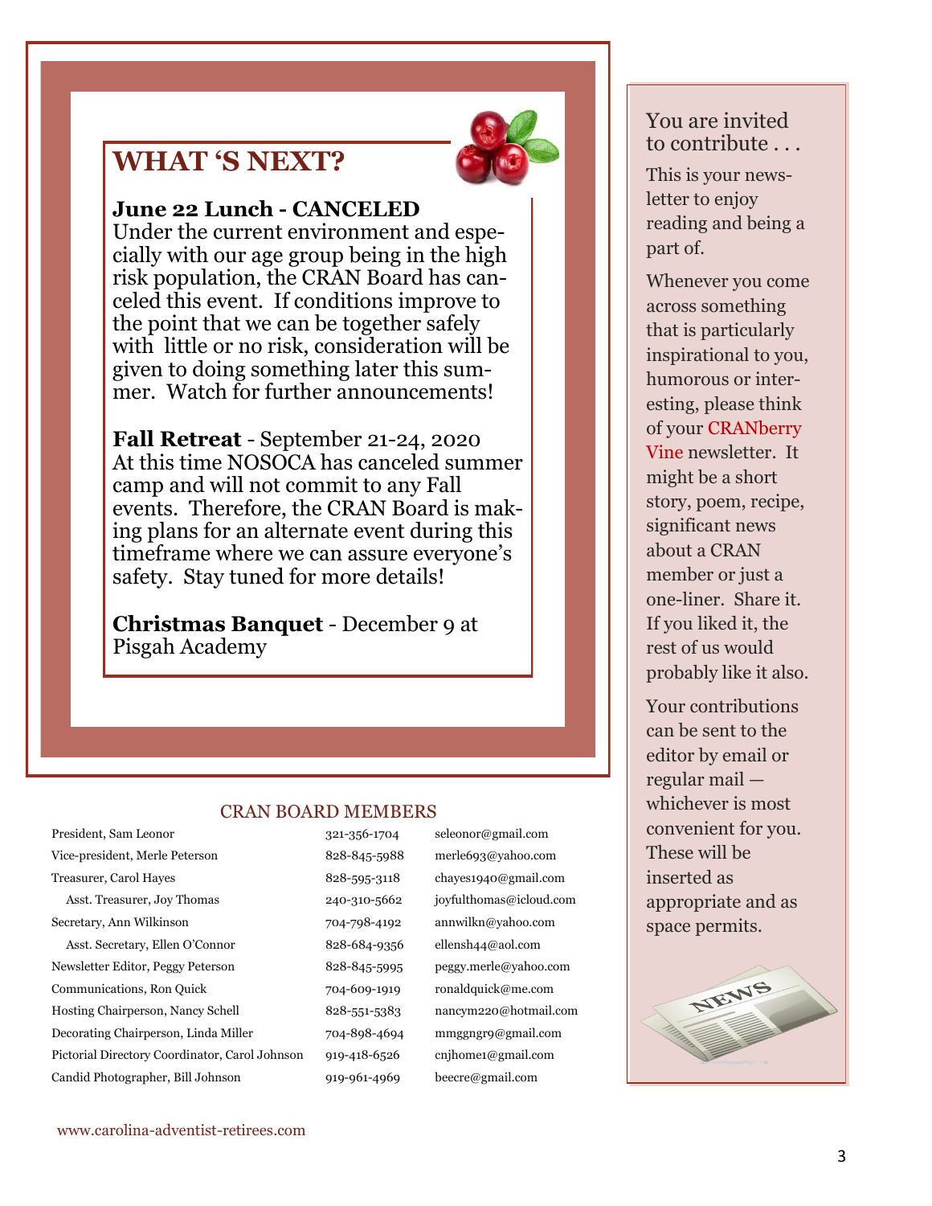## WHAT 'S NEXT?

**June 22 Lunch - CANCELED**
Under the current environment and especially with our age group being in the high risk population, the CRAN Board has canceled this event. If conditions improve to the point that we can be together safely with little or no risk, consideration will be given to doing something later this summer. Watch for further announcements!

**Fall Retreat** - September 21-24, 2020
At this time NOSOCA has canceled summer camp and will not commit to any Fall events. Therefore, the CRAN Board is making plans for an alternate event during this timeframe where we can assure everyone's safety. Stay tuned for more details!

**Christmas Banquet** - December 9 at Pisgah Academy

### CRAN BOARD MEMBERS

| | | |
|---|---|---|
| President, Sam Leonor | 321-356-1704 | seleonor@gmail.com |
| Vice-president, Merle Peterson | 828-845-5988 | merle693@yahoo.com |
| Treasurer, Carol Hayes | 828-595-3118 | chayes1940@gmail.com |
| Asst. Treasurer, Joy Thomas | 240-310-5662 | joyfulthomas@icloud.com |
| Secretary, Ann Wilkinson | 704-798-4192 | annwilkn@yahoo.com |
| Asst. Secretary, Ellen O'Connor | 828-684-9356 | ellensh44@aol.com |
| Newsletter Editor, Peggy Peterson | 828-845-5995 | peggy.merle@yahoo.com |
| Communications, Ron Quick | 704-609-1919 | ronaldquick@me.com |
| Hosting Chairperson, Nancy Schell | 828-551-5383 | nancym220@hotmail.com |
| Decorating Chairperson, Linda Miller | 704-898-4694 | mmggngr9@gmail.com |
| Pictorial Directory Coordinator, Carol Johnson | 919-418-6526 | cnjhome1@gmail.com |
| Candid Photographer, Bill Johnson | 919-961-4969 | beecre@gmail.com |

www.carolina-adventist-retirees.com

### You are invited to contribute . . .

This is your newsletter to enjoy reading and being a part of.

Whenever you come across something that is particularly inspirational to you, humorous or interesting, please think of your CRANberry Vine newsletter. It might be a short story, poem, recipe, significant news about a CRAN member or just a one-liner. Share it. If you liked it, the rest of us would probably like it also.

Your contributions can be sent to the editor by email or regular mail — whichever is most convenient for you. These will be inserted as appropriate and as space permits.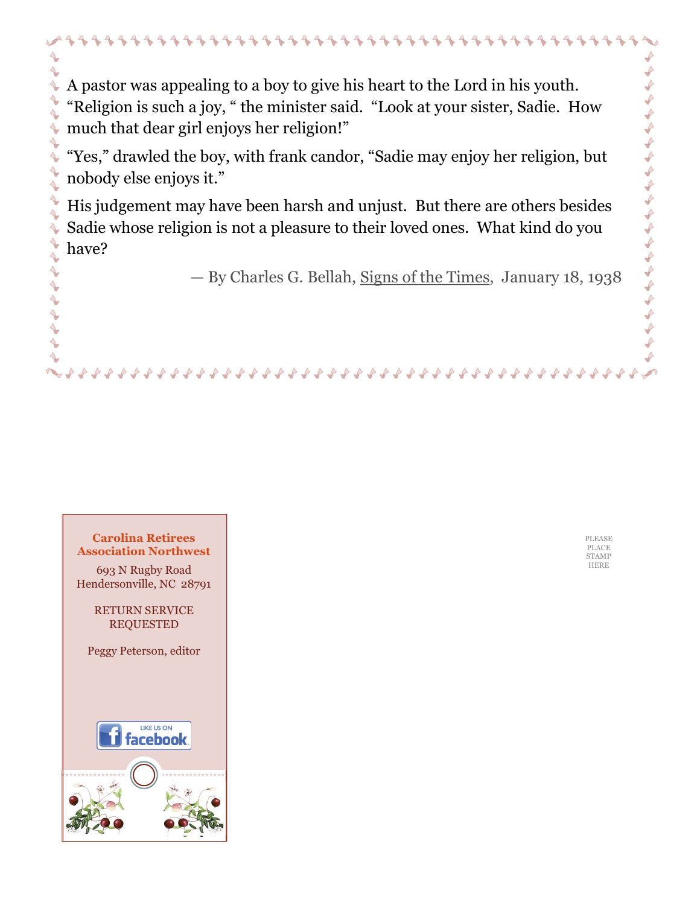A pastor was appealing to a boy to give his heart to the Lord in his youth. "Religion is such a joy, " the minister said. "Look at your sister, Sadie. How much that dear girl enjoys her religion!"

"Yes," drawled the boy, with frank candor, "Sadie may enjoy her religion, but nobody else enjoys it."

His judgement may have been harsh and unjust. But there are others besides Sadie whose religion is not a pleasure to their loved ones. What kind do you have?

— By Charles G. Bellah, Signs of the Times, January 18, 1938

**Carolina Retirees Association Northwest**

693 N Rugby Road
Hendersonville, NC 28791

RETURN SERVICE REQUESTED

Peggy Peterson, editor

LIKE US ON facebook

PLEASE PLACE STAMP HERE